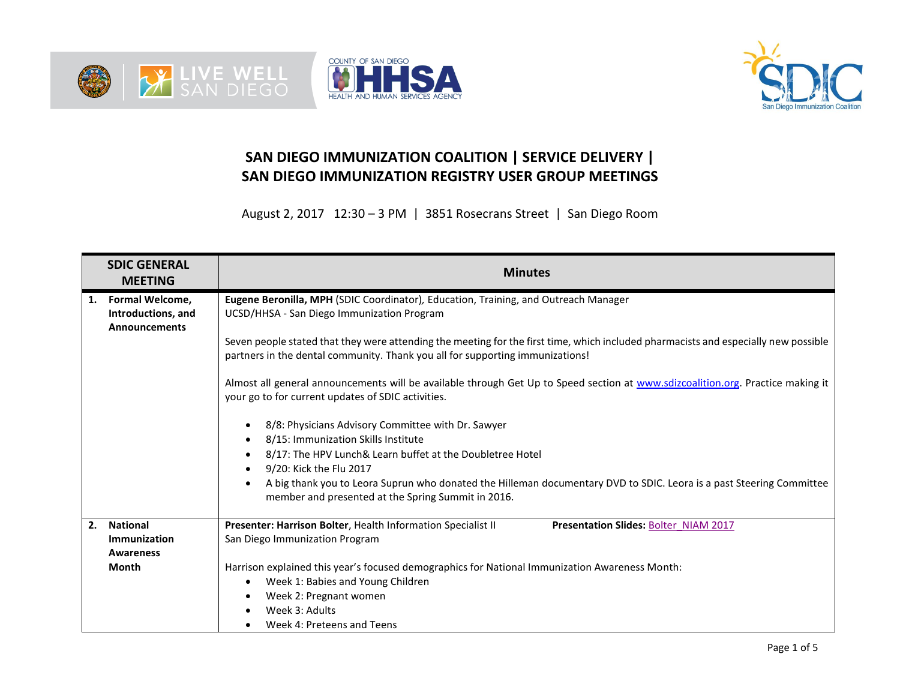# SAN DIEGO IMMUNIZATION COALITION | SERVICE DELIVERY | SAN DIEGO IMMUNIZATION REGISTRY USER GROUP MEETINGS

August 2, 2017 12:30 – 3 PM | 3851 Rosecrans Street | San Diego Room

| SDIC GENERAL MEETING | Minutes |
|---|---|
| **1. Formal Welcome, Introductions, and Announcements** | **Eugene Beronilla, MPH** (SDIC Coordinator), Education, Training, and Outreach Manager<br>UCSD/HHSA - San Diego Immunization Program<br><br>Seven people stated that they were attending the meeting for the first time, which included pharmacists and especially new possible partners in the dental community. Thank you all for supporting immunizations!<br><br>Almost all general announcements will be available through Get Up to Speed section at www.sdizcoalition.org. Practice making it your go to for current updates of SDIC activities.<br><br>• 8/8: Physicians Advisory Committee with Dr. Sawyer<br>• 8/15: Immunization Skills Institute<br>• 8/17: The HPV Lunch& Learn buffet at the Doubletree Hotel<br>• 9/20: Kick the Flu 2017<br>• A big thank you to Leora Suprun who donated the Hilleman documentary DVD to SDIC. Leora is a past Steering Committee member and presented at the Spring Summit in 2016. |
| **2. National Immunization Awareness Month** | **Presenter: Harrison Bolter**, Health Information Specialist II **Presentation Slides:** Bolter_NIAM 2017<br>San Diego Immunization Program<br><br>Harrison explained this year's focused demographics for National Immunization Awareness Month:<br>• Week 1: Babies and Young Children<br>• Week 2: Pregnant women<br>• Week 3: Adults<br>• Week 4: Preteens and Teens |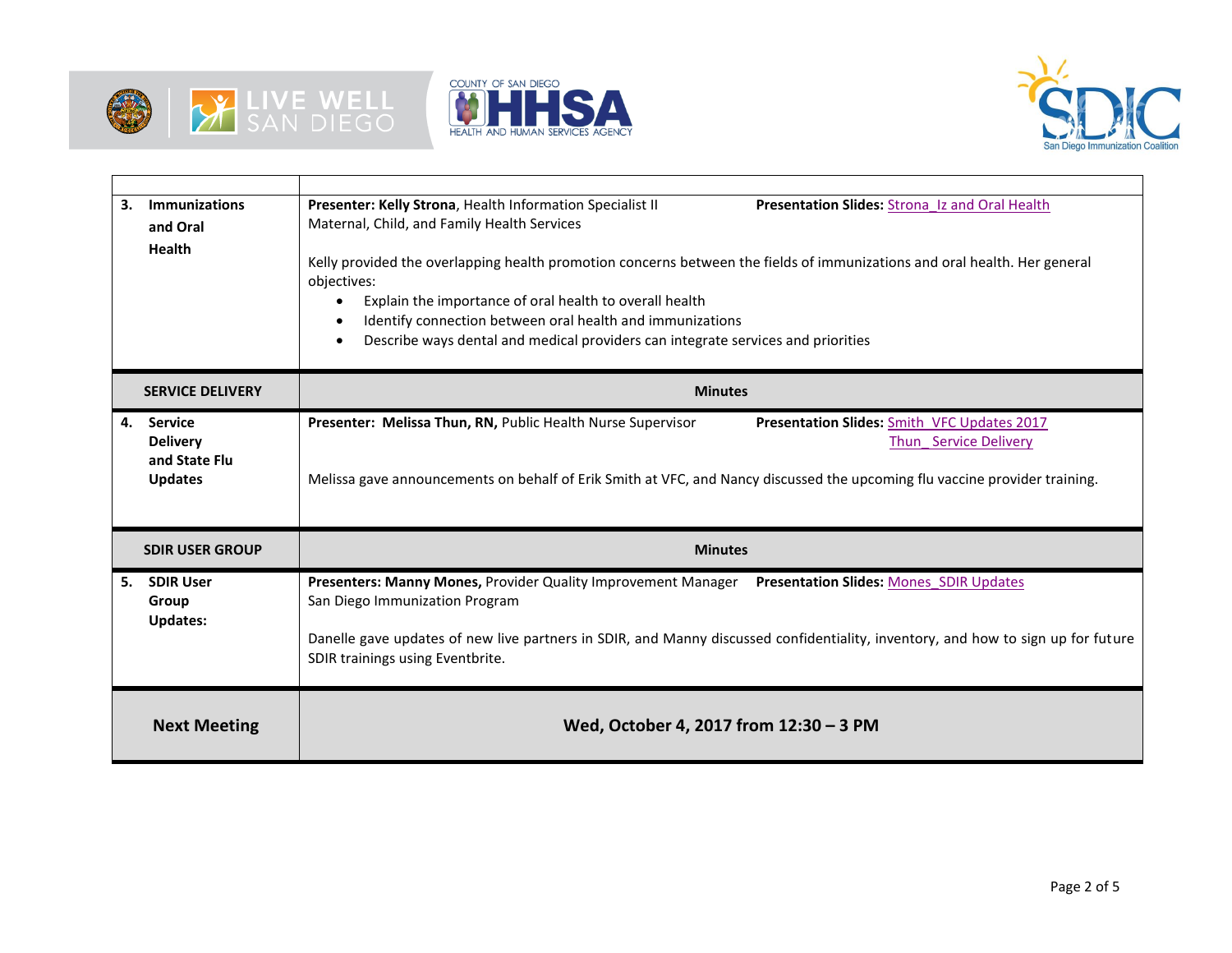| | |
|---|---|
| **3. Immunizations and Oral Health** | **Presenter: Kelly Strona**, Health Information Specialist II Maternal, Child, and Family Health Services **Presentation Slides:** Strona_Iz and Oral Health<br><br>Kelly provided the overlapping health promotion concerns between the fields of immunizations and oral health. Her general objectives:<br>• Explain the importance of oral health to overall health<br>• Identify connection between oral health and immunizations<br>• Describe ways dental and medical providers can integrate services and priorities |
| **SERVICE DELIVERY** | **Minutes** |
| **4. Service Delivery and State Flu Updates** | **Presenter: Melissa Thun, RN,** Public Health Nurse Supervisor **Presentation Slides:** Smith_VFC Updates 2017, Thun_ Service Delivery<br><br>Melissa gave announcements on behalf of Erik Smith at VFC, and Nancy discussed the upcoming flu vaccine provider training. |
| **SDIR USER GROUP** | **Minutes** |
| **5. SDIR User Group Updates:** | **Presenters: Manny Mones,** Provider Quality Improvement Manager San Diego Immunization Program **Presentation Slides:** Mones_SDIR Updates<br><br>Danelle gave updates of new live partners in SDIR, and Manny discussed confidentiality, inventory, and how to sign up for future SDIR trainings using Eventbrite. |
| **Next Meeting** | **Wed, October 4, 2017 from 12:30 – 3 PM** |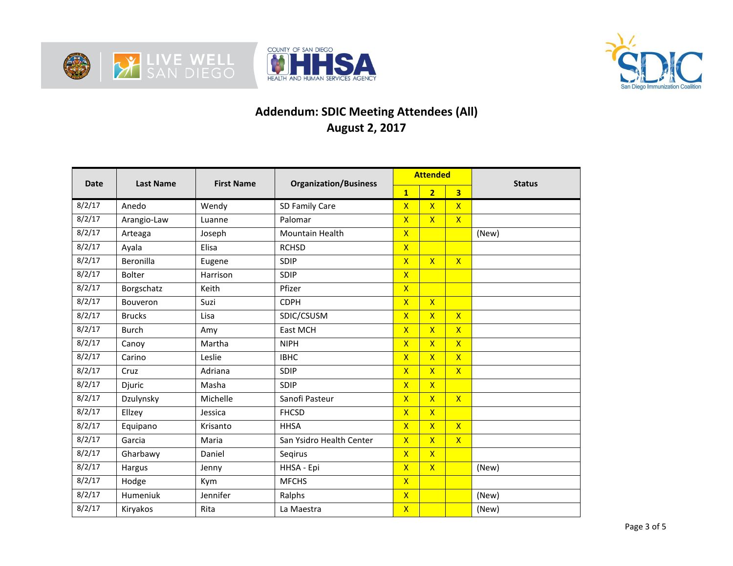## Addendum: SDIC Meeting Attendees (All)
## August 2, 2017

| Date | Last Name | First Name | Organization/Business | Attended | | | Status |
|---|---|---|---|---|---|---|---|
| | | | | 1 | 2 | 3 | |
| 8/2/17 | Anedo | Wendy | SD Family Care | X | X | X | |
| 8/2/17 | Arangio-Law | Luanne | Palomar | X | X | X | |
| 8/2/17 | Arteaga | Joseph | Mountain Health | X | | | (New) |
| 8/2/17 | Ayala | Elisa | RCHSD | X | | | |
| 8/2/17 | Beronilla | Eugene | SDIP | X | X | X | |
| 8/2/17 | Bolter | Harrison | SDIP | X | | | |
| 8/2/17 | Borgschatz | Keith | Pfizer | X | | | |
| 8/2/17 | Bouveron | Suzi | CDPH | X | X | | |
| 8/2/17 | Brucks | Lisa | SDIC/CSUSM | X | X | X | |
| 8/2/17 | Burch | Amy | East MCH | X | X | X | |
| 8/2/17 | Canoy | Martha | NIPH | X | X | X | |
| 8/2/17 | Carino | Leslie | IBHC | X | X | X | |
| 8/2/17 | Cruz | Adriana | SDIP | X | X | X | |
| 8/2/17 | Djuric | Masha | SDIP | X | X | | |
| 8/2/17 | Dzulynsky | Michelle | Sanofi Pasteur | X | X | X | |
| 8/2/17 | Ellzey | Jessica | FHCSD | X | X | | |
| 8/2/17 | Equipano | Krisanto | HHSA | X | X | X | |
| 8/2/17 | Garcia | Maria | San Ysidro Health Center | X | X | X | |
| 8/2/17 | Gharbawy | Daniel | Seqirus | X | X | | |
| 8/2/17 | Hargus | Jenny | HHSA - Epi | X | X | | (New) |
| 8/2/17 | Hodge | Kym | MFCHS | X | | | |
| 8/2/17 | Humeniuk | Jennifer | Ralphs | X | | | (New) |
| 8/2/17 | Kiryakos | Rita | La Maestra | X | | | (New) |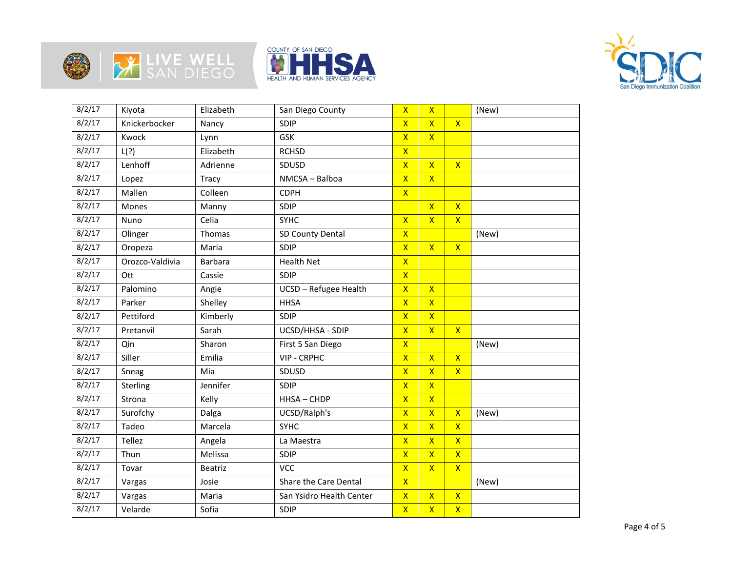| | | | | | | | |
|---|---|---|---|---|---|---|---|
| 8/2/17 | Kiyota | Elizabeth | San Diego County | X | X | | (New) |
| 8/2/17 | Knickerbocker | Nancy | SDIP | X | X | X | |
| 8/2/17 | Kwock | Lynn | GSK | X | X | | |
| 8/2/17 | L(?) | Elizabeth | RCHSD | X | | | |
| 8/2/17 | Lenhoff | Adrienne | SDUSD | X | X | X | |
| 8/2/17 | Lopez | Tracy | NMCSA – Balboa | X | X | | |
| 8/2/17 | Mallen | Colleen | CDPH | X | | | |
| 8/2/17 | Mones | Manny | SDIP | | X | X | |
| 8/2/17 | Nuno | Celia | SYHC | X | X | X | |
| 8/2/17 | Olinger | Thomas | SD County Dental | X | | | (New) |
| 8/2/17 | Oropeza | Maria | SDIP | X | X | X | |
| 8/2/17 | Orozco-Valdivia | Barbara | Health Net | X | | | |
| 8/2/17 | Ott | Cassie | SDIP | X | | | |
| 8/2/17 | Palomino | Angie | UCSD – Refugee Health | X | X | | |
| 8/2/17 | Parker | Shelley | HHSA | X | X | | |
| 8/2/17 | Pettiford | Kimberly | SDIP | X | X | | |
| 8/2/17 | Pretanvil | Sarah | UCSD/HHSA - SDIP | X | X | X | |
| 8/2/17 | Qin | Sharon | First 5 San Diego | X | | | (New) |
| 8/2/17 | Siller | Emilia | VIP - CRPHC | X | X | X | |
| 8/2/17 | Sneag | Mia | SDUSD | X | X | X | |
| 8/2/17 | Sterling | Jennifer | SDIP | X | X | | |
| 8/2/17 | Strona | Kelly | HHSA – CHDP | X | X | | |
| 8/2/17 | Surofchy | Dalga | UCSD/Ralph's | X | X | X | (New) |
| 8/2/17 | Tadeo | Marcela | SYHC | X | X | X | |
| 8/2/17 | Tellez | Angela | La Maestra | X | X | X | |
| 8/2/17 | Thun | Melissa | SDIP | X | X | X | |
| 8/2/17 | Tovar | Beatriz | VCC | X | X | X | |
| 8/2/17 | Vargas | Josie | Share the Care Dental | X | | | (New) |
| 8/2/17 | Vargas | Maria | San Ysidro Health Center | X | X | X | |
| 8/2/17 | Velarde | Sofia | SDIP | X | X | X | |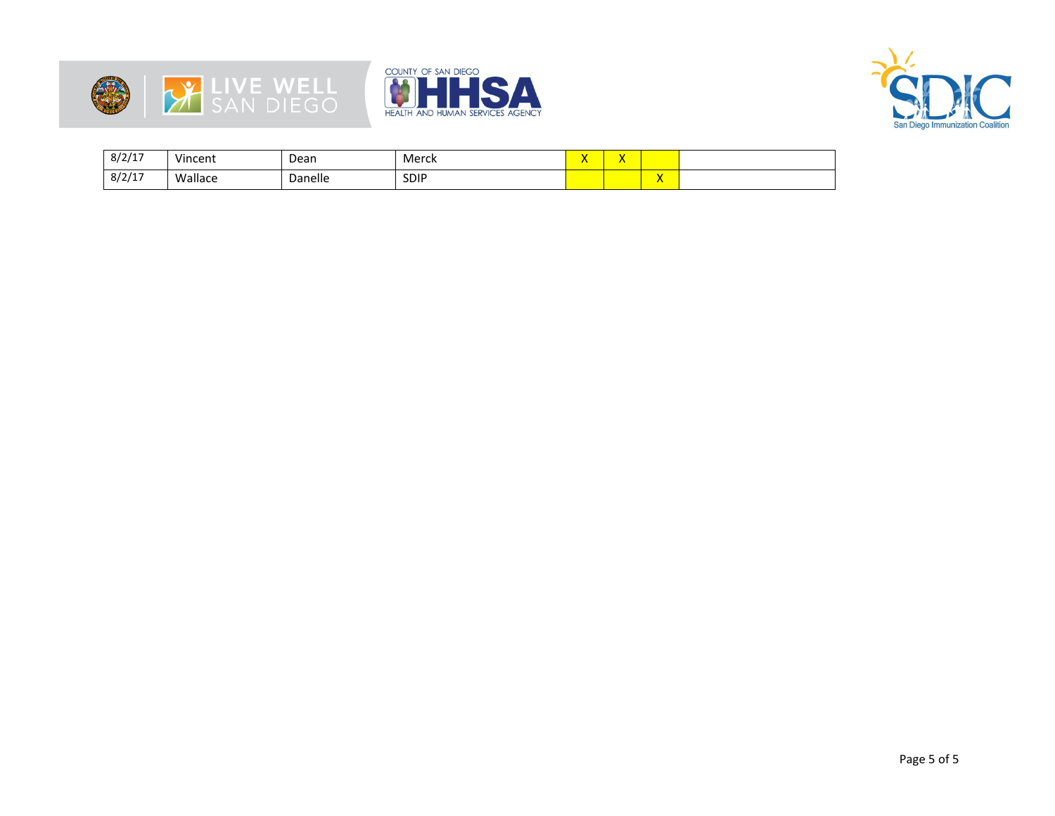| | | | | | | | |
|---|---|---|---|---|---|---|---|
| 8/2/17 | Vincent | Dean | Merck | X | X | | |
| 8/2/17 | Wallace | Danelle | SDIP | | | X | |